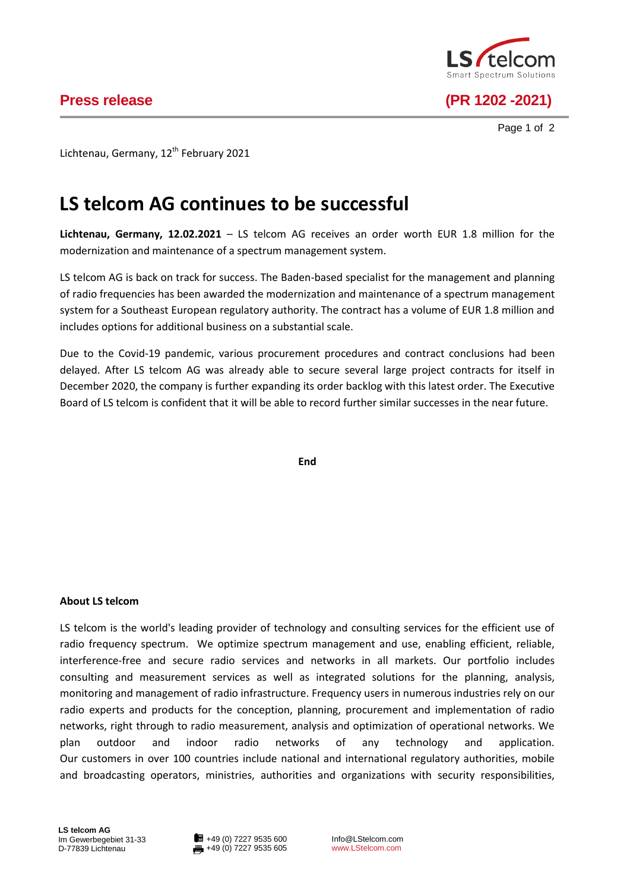**Press release** **(PR 1202 -2021)**

Lichtenau, Germany, 12th February 2021

# LS telcom AG continues to be successful

**Lichtenau, Germany, 12.02.2021** – LS telcom AG receives an order worth EUR 1.8 million for the modernization and maintenance of a spectrum management system.

LS telcom AG is back on track for success. The Baden-based specialist for the management and planning of radio frequencies has been awarded the modernization and maintenance of a spectrum management system for a Southeast European regulatory authority. The contract has a volume of EUR 1.8 million and includes options for additional business on a substantial scale.

Due to the Covid-19 pandemic, various procurement procedures and contract conclusions had been delayed. After LS telcom AG was already able to secure several large project contracts for itself in December 2020, the company is further expanding its order backlog with this latest order. The Executive Board of LS telcom is confident that it will be able to record further similar successes in the near future.

**End**

**About LS telcom**

LS telcom is the world's leading provider of technology and consulting services for the efficient use of radio frequency spectrum. We optimize spectrum management and use, enabling efficient, reliable, interference-free and secure radio services and networks in all markets. Our portfolio includes consulting and measurement services as well as integrated solutions for the planning, analysis, monitoring and management of radio infrastructure. Frequency users in numerous industries rely on our radio experts and products for the conception, planning, procurement and implementation of radio networks, right through to radio measurement, analysis and optimization of operational networks. We plan outdoor and indoor radio networks of any technology and application. Our customers in over 100 countries include national and international regulatory authorities, mobile and broadcasting operators, ministries, authorities and organizations with security responsibilities,

**LS telcom AG**
Im Gewerbegebiet 31-33
D-77839 Lichtenau

+49 (0) 7227 9535 600
+49 (0) 7227 9535 605

Info@LStelcom.com
www.LStelcom.com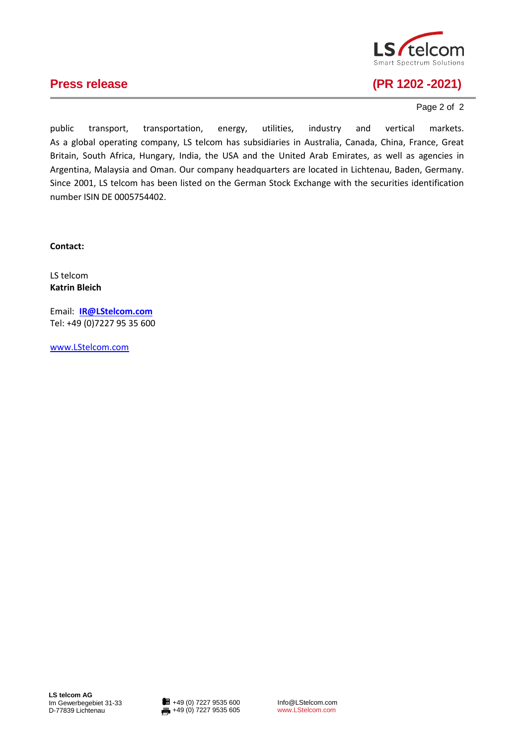public transport, transportation, energy, utilities, industry and vertical markets. As a global operating company, LS telcom has subsidiaries in Australia, Canada, China, France, Great Britain, South Africa, Hungary, India, the USA and the United Arab Emirates, as well as agencies in Argentina, Malaysia and Oman. Our company headquarters are located in Lichtenau, Baden, Germany. Since 2001, LS telcom has been listed on the German Stock Exchange with the securities identification number ISIN DE 0005754402.

**Contact:**

LS telcom
**Katrin Bleich**

Email: **IR@LStelcom.com**
Tel: +49 (0)7227 95 35 600

www.LStelcom.com

**LS telcom AG**
Im Gewerbegebiet 31-33
D-77839 Lichtenau

+49 (0) 7227 9535 600
+49 (0) 7227 9535 605

Info@LStelcom.com
www.LStelcom.com